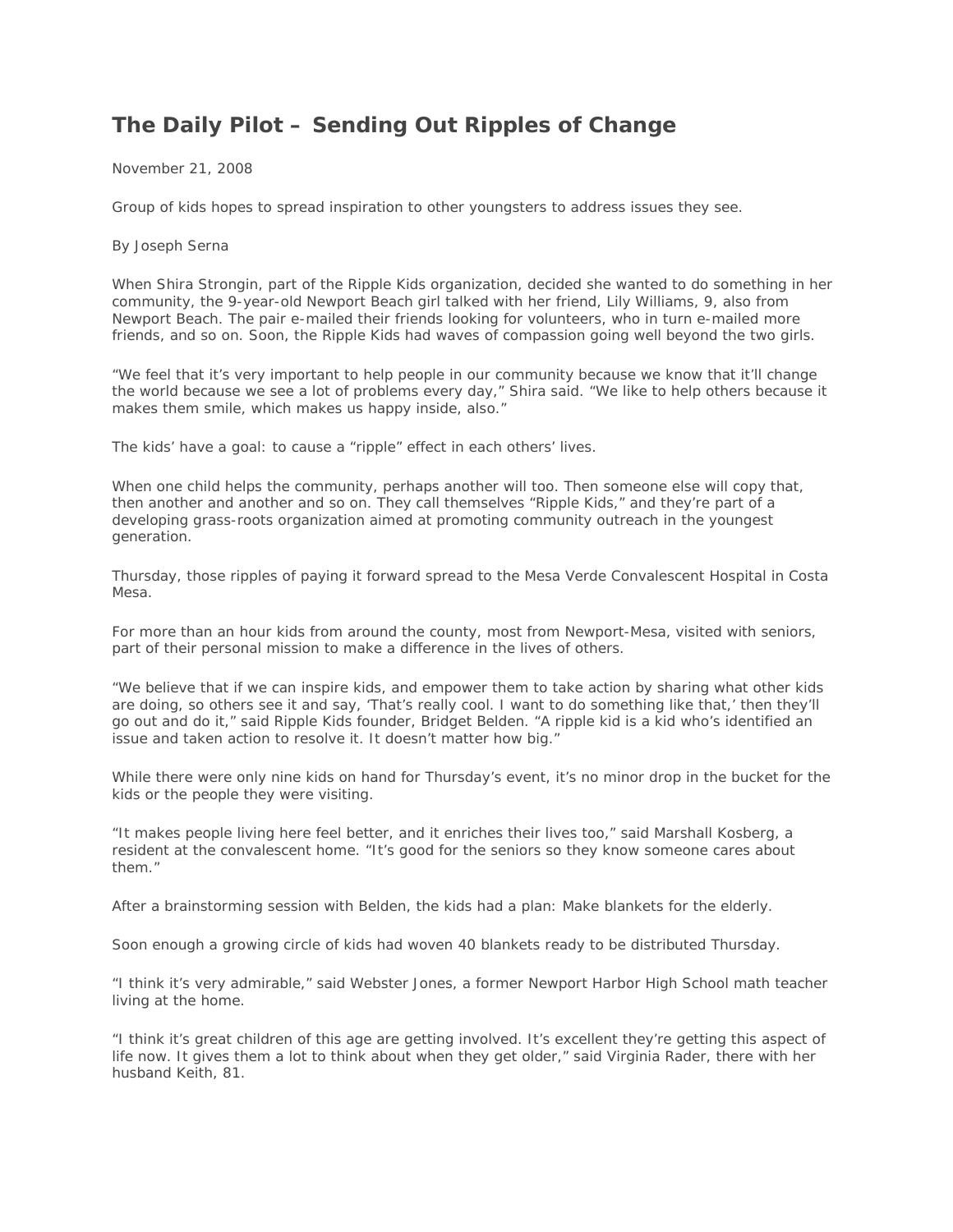# The Daily Pilot – Sending Out Ripples of Change

November 21, 2008

Group of kids hopes to spread inspiration to other youngsters to address issues they see.

By Joseph Serna

When Shira Strongin, part of the Ripple Kids organization, decided she wanted to do something in her community, the 9-year-old Newport Beach girl talked with her friend, Lily Williams, 9, also from Newport Beach. The pair e-mailed their friends looking for volunteers, who in turn e-mailed more friends, and so on. Soon, the Ripple Kids had waves of compassion going well beyond the two girls.

"We feel that it's very important to help people in our community because we know that it'll change the world because we see a lot of problems every day," Shira said. "We like to help others because it makes them smile, which makes us happy inside, also."

The kids' have a goal: to cause a "ripple" effect in each others' lives.

When one child helps the community, perhaps another will too. Then someone else will copy that, then another and another and so on. They call themselves "Ripple Kids," and they're part of a developing grass-roots organization aimed at promoting community outreach in the youngest generation.

Thursday, those ripples of paying it forward spread to the Mesa Verde Convalescent Hospital in Costa Mesa.

For more than an hour kids from around the county, most from Newport-Mesa, visited with seniors, part of their personal mission to make a difference in the lives of others.

"We believe that if we can inspire kids, and empower them to take action by sharing what other kids are doing, so others see it and say, 'That's really cool. I want to do something like that,' then they'll go out and do it," said Ripple Kids founder, Bridget Belden. "A ripple kid is a kid who's identified an issue and taken action to resolve it. It doesn't matter how big."

While there were only nine kids on hand for Thursday's event, it's no minor drop in the bucket for the kids or the people they were visiting.

"It makes people living here feel better, and it enriches their lives too," said Marshall Kosberg, a resident at the convalescent home. "It's good for the seniors so they know someone cares about them."

After a brainstorming session with Belden, the kids had a plan: Make blankets for the elderly.

Soon enough a growing circle of kids had woven 40 blankets ready to be distributed Thursday.

"I think it's very admirable," said Webster Jones, a former Newport Harbor High School math teacher living at the home.

"I think it's great children of this age are getting involved. It's excellent they're getting this aspect of life now. It gives them a lot to think about when they get older," said Virginia Rader, there with her husband Keith, 81.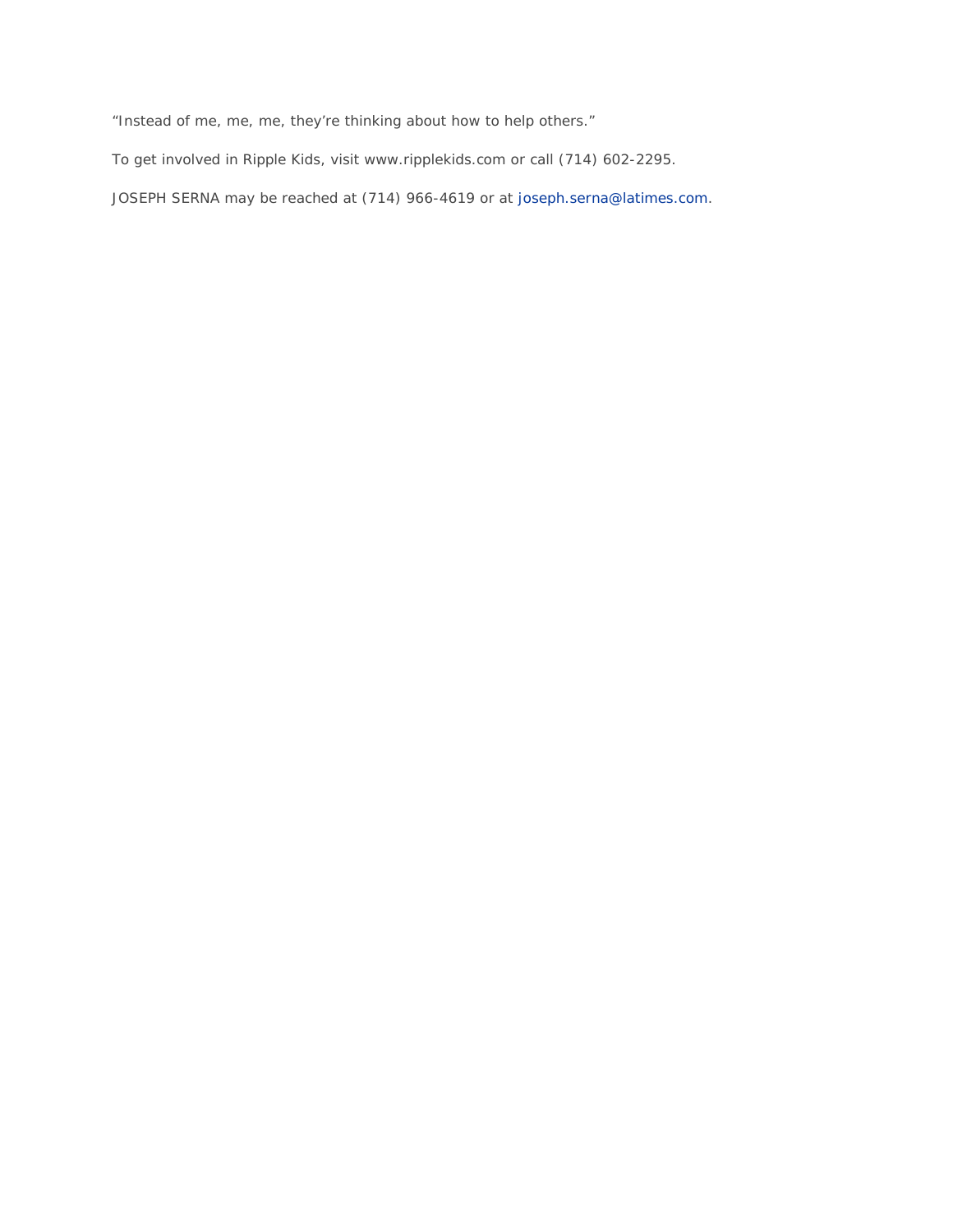"Instead of me, me, me, they're thinking about how to help others."

To get involved in Ripple Kids, visit www.ripplekids.com or call (714) 602-2295.

JOSEPH SERNA may be reached at (714) 966-4619 or at joseph.serna@latimes.com.